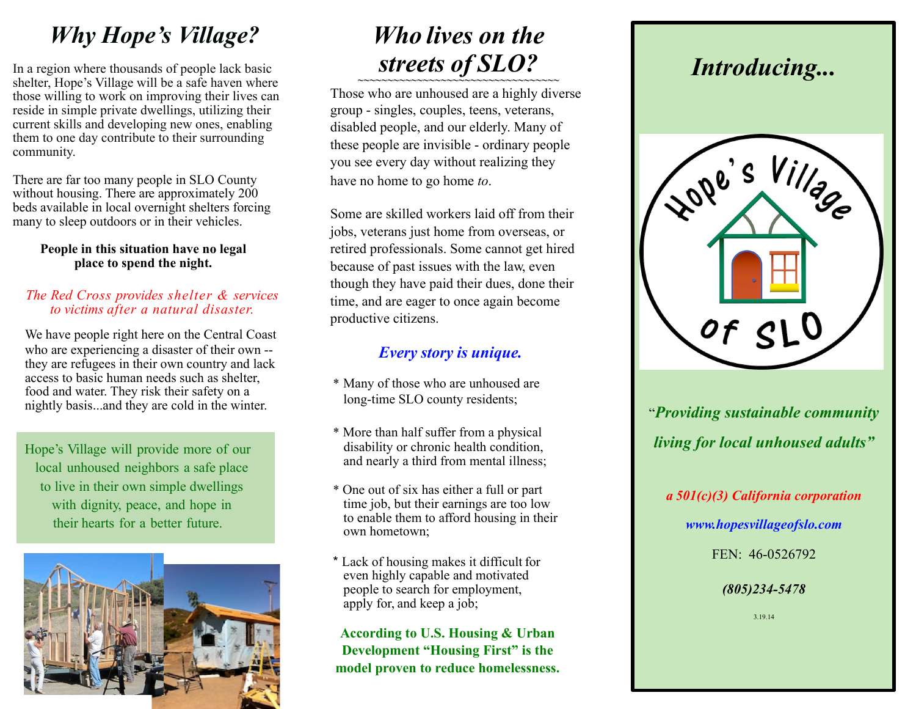# *Why Hope's Village?*

In a region where thousands of people lack basic shelter, Hope's Village will be a safe haven where those willing to work on improving their lives can reside in simple private dwellings, utilizing their current skills and developing new ones, enabling them to one day contribute to their surrounding community.

There are far too many people in SLO County without housing. There are approximately 200 beds available in local overnight shelters forcing many to sleep outdoors or in their vehicles.

**People in this situation have no legal place to spend the night.**

*The Red Cross provides shelter & services to victims after a natural disaster.*

We have people right here on the Central Coast who are experiencing a disaster of their own -- they are refugees in their own country and lack access to basic human needs such as shelter, food and water. They risk their safety on a nightly basis...and they are cold in the winter.

Hope's Village will provide more of our local unhoused neighbors a safe place to live in their own simple dwellings with dignity, peace, and hope in their hearts for a better future.

# *Who lives on the streets of SLO?*

Those who are unhoused are a highly diverse group - singles, couples, teens, veterans, disabled people, and our elderly. Many of these people are invisible - ordinary people you see every day without realizing they have no home to go home *to*.

Some are skilled workers laid off from their jobs, veterans just home from overseas, or retired professionals. Some cannot get hired because of past issues with the law, even though they have paid their dues, done their time, and are eager to once again become productive citizens.

***Every story is unique.***

* Many of those who are unhoused are long-time SLO county residents;
* More than half suffer from a physical disability or chronic health condition, and nearly a third from mental illness;
* One out of six has either a full or part time job, but their earnings are too low to enable them to afford housing in their own hometown;
* Lack of housing makes it difficult for even highly capable and motivated people to search for employment, apply for, and keep a job;

**According to U.S. Housing & Urban Development "Housing First" is the model proven to reduce homelessness.**

# *Introducing...*

Hope's Village of SLO

"***Providing sustainable community living for local unhoused adults***"

***a 501(c)(3) California corporation***

***www.hopesvillageofslo.com***

FEN: 46-0526792

***(805)234-5478***

3.19.14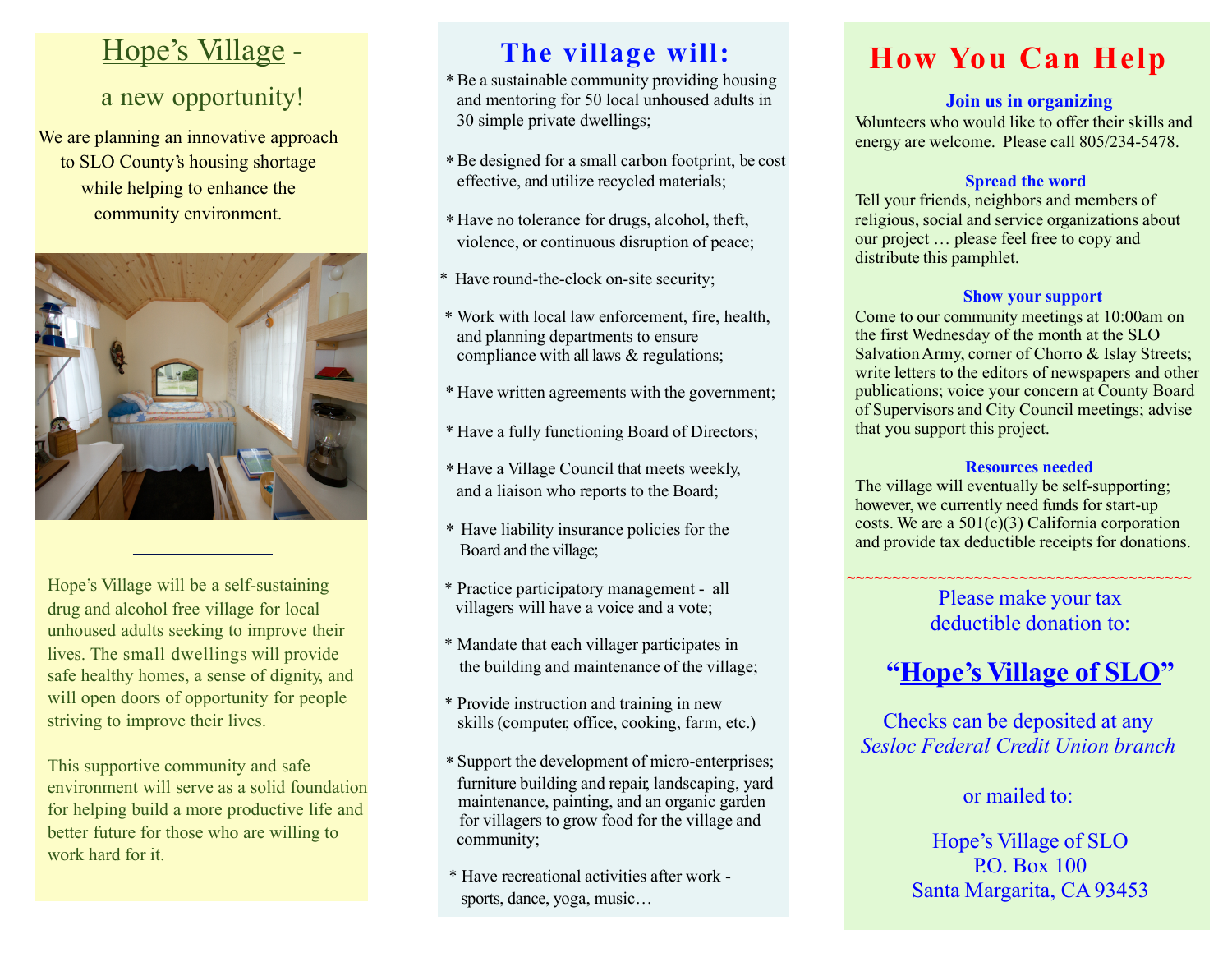# Hope's Village - a new opportunity!

We are planning an innovative approach to SLO County's housing shortage while helping to enhance the community environment.

Hope's Village will be a self-sustaining drug and alcohol free village for local unhoused adults seeking to improve their lives. The small dwellings will provide safe healthy homes, a sense of dignity, and will open doors of opportunity for people striving to improve their lives.

This supportive community and safe environment will serve as a solid foundation for helping build a more productive life and better future for those who are willing to work hard for it.

## The village will:

* Be a sustainable community providing housing and mentoring for 50 local unhoused adults in 30 simple private dwellings;
* Be designed for a small carbon footprint, be cost effective, and utilize recycled materials;
* Have no tolerance for drugs, alcohol, theft, violence, or continuous disruption of peace;
* Have round-the-clock on-site security;
* Work with local law enforcement, fire, health, and planning departments to ensure compliance with all laws & regulations;
* Have written agreements with the government;
* Have a fully functioning Board of Directors;
* Have a Village Council that meets weekly, and a liaison who reports to the Board;
* Have liability insurance policies for the Board and the village;
* Practice participatory management - all villagers will have a voice and a vote;
* Mandate that each villager participates in the building and maintenance of the village;
* Provide instruction and training in new skills (computer, office, cooking, farm, etc.)
* Support the development of micro-enterprises; furniture building and repair, landscaping, yard maintenance, painting, and an organic garden for villagers to grow food for the village and community;
* Have recreational activities after work - sports, dance, yoga, music…

## How You Can Help

**Join us in organizing**

Volunteers who would like to offer their skills and energy are welcome. Please call 805/234-5478.

**Spread the word**

Tell your friends, neighbors and members of religious, social and service organizations about our project … please feel free to copy and distribute this pamphlet.

**Show your support**

Come to our community meetings at 10:00am on the first Wednesday of the month at the SLO Salvation Army, corner of Chorro & Islay Streets; write letters to the editors of newspapers and other publications; voice your concern at County Board of Supervisors and City Council meetings; advise that you support this project.

**Resources needed**

The village will eventually be self-supporting; however, we currently need funds for start-up costs. We are a 501(c)(3) California corporation and provide tax deductible receipts for donations.

~~~~~~~~~~~~~~~~~~~~~~~~~~~~~~~~~~~~~~

Please make your tax deductible donation to:

**"Hope's Village of SLO"**

Checks can be deposited at any *Sesloc Federal Credit Union branch*

or mailed to:

Hope's Village of SLO
P.O. Box 100
Santa Margarita, CA 93453